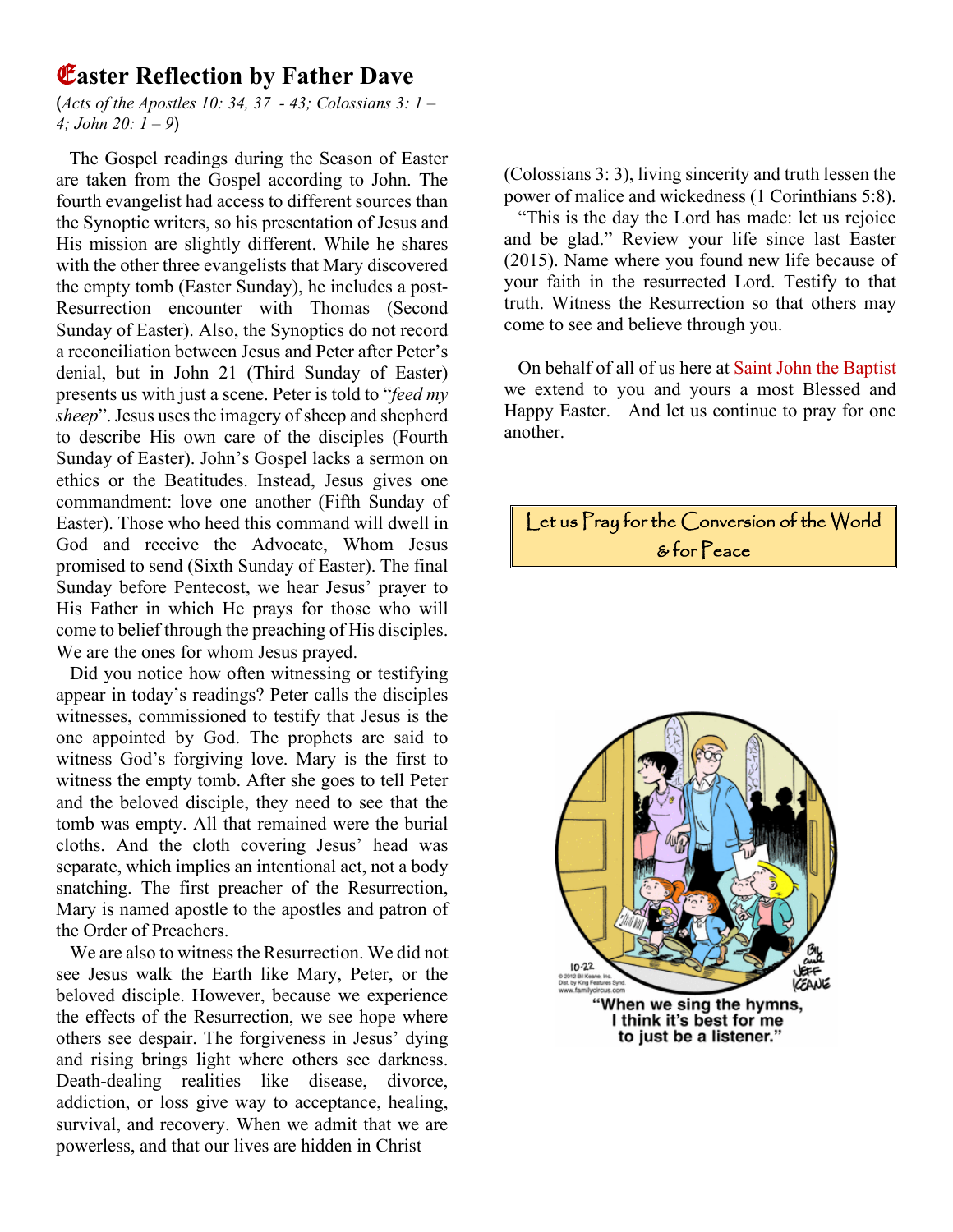# Easter Reflection by Father Dave

(*Acts of the Apostles 10: 34, 37 - 43; Colossians 3: 1 – 4; John 20: 1 – 9*)

The Gospel readings during the Season of Easter are taken from the Gospel according to John. The fourth evangelist had access to different sources than the Synoptic writers, so his presentation of Jesus and His mission are slightly different. While he shares with the other three evangelists that Mary discovered the empty tomb (Easter Sunday), he includes a post-Resurrection encounter with Thomas (Second Sunday of Easter). Also, the Synoptics do not record a reconciliation between Jesus and Peter after Peter's denial, but in John 21 (Third Sunday of Easter) presents us with just a scene. Peter is told to "*feed my sheep*". Jesus uses the imagery of sheep and shepherd to describe His own care of the disciples (Fourth Sunday of Easter). John's Gospel lacks a sermon on ethics or the Beatitudes. Instead, Jesus gives one commandment: love one another (Fifth Sunday of Easter). Those who heed this command will dwell in God and receive the Advocate, Whom Jesus promised to send (Sixth Sunday of Easter). The final Sunday before Pentecost, we hear Jesus' prayer to His Father in which He prays for those who will come to belief through the preaching of His disciples. We are the ones for whom Jesus prayed.

Did you notice how often witnessing or testifying appear in today's readings? Peter calls the disciples witnesses, commissioned to testify that Jesus is the one appointed by God. The prophets are said to witness God's forgiving love. Mary is the first to witness the empty tomb. After she goes to tell Peter and the beloved disciple, they need to see that the tomb was empty. All that remained were the burial cloths. And the cloth covering Jesus' head was separate, which implies an intentional act, not a body snatching. The first preacher of the Resurrection, Mary is named apostle to the apostles and patron of the Order of Preachers.

We are also to witness the Resurrection. We did not see Jesus walk the Earth like Mary, Peter, or the beloved disciple. However, because we experience the effects of the Resurrection, we see hope where others see despair. The forgiveness in Jesus' dying and rising brings light where others see darkness. Death-dealing realities like disease, divorce, addiction, or loss give way to acceptance, healing, survival, and recovery. When we admit that we are powerless, and that our lives are hidden in Christ (Colossians 3: 3), living sincerity and truth lessen the power of malice and wickedness (1 Corinthians 5:8).

"This is the day the Lord has made: let us rejoice and be glad." Review your life since last Easter (2015). Name where you found new life because of your faith in the resurrected Lord. Testify to that truth. Witness the Resurrection so that others may come to see and believe through you.

On behalf of all of us here at Saint John the Baptist we extend to you and yours a most Blessed and Happy Easter. And let us continue to pray for one another.

Let us Pray for the Conversion of the World & for Peace

"When we sing the hymns, I think it's best for me to just be a listener."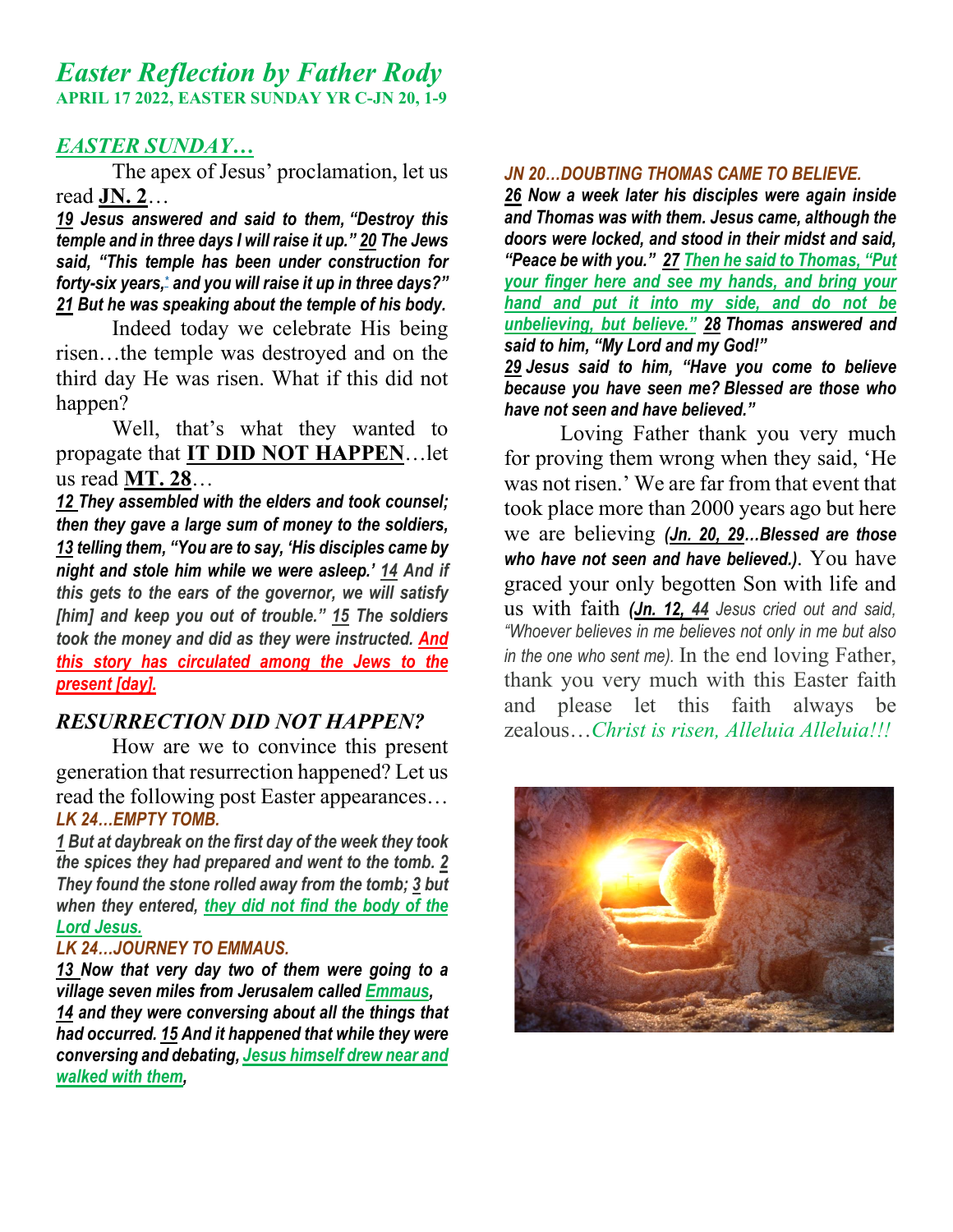# *Easter Reflection by Father Rody*

**APRIL 17 2022, EASTER SUNDAY YR C-JN 20, 1-9**

## *EASTER SUNDAY…*

The apex of Jesus' proclamation, let us read **JN. 2**…

***19 Jesus answered and said to them, "Destroy this temple and in three days I will raise it up." 20 The Jews said, "This temple has been under construction for forty-six years,\* and you will raise it up in three days?" 21 But he was speaking about the temple of his body.***

Indeed today we celebrate His being risen…the temple was destroyed and on the third day He was risen. What if this did not happen?

Well, that's what they wanted to propagate that **IT DID NOT HAPPEN**…let us read **MT. 28**…

***12 They assembled with the elders and took counsel; then they gave a large sum of money to the soldiers, 13 telling them, "You are to say, 'His disciples came by night and stole him while we were asleep.' 14 And if this gets to the ears of the governor, we will satisfy [him] and keep you out of trouble." 15 The soldiers took the money and did as they were instructed. And this story has circulated among the Jews to the present [day].***

## *RESURRECTION DID NOT HAPPEN?*

How are we to convince this present generation that resurrection happened? Let us read the following post Easter appearances…

***LK 24…EMPTY TOMB.***

***1 But at daybreak on the first day of the week they took the spices they had prepared and went to the tomb. 2 They found the stone rolled away from the tomb; 3 but when they entered, they did not find the body of the Lord Jesus.***

***LK 24…JOURNEY TO EMMAUS.***

***13 Now that very day two of them were going to a village seven miles from Jerusalem called Emmaus, 14 and they were conversing about all the things that had occurred. 15 And it happened that while they were conversing and debating, Jesus himself drew near and walked with them,***

***JN 20…DOUBTING THOMAS CAME TO BELIEVE.***

***26 Now a week later his disciples were again inside and Thomas was with them. Jesus came, although the doors were locked, and stood in their midst and said, "Peace be with you." 27 Then he said to Thomas, "Put your finger here and see my hands, and bring your hand and put it into my side, and do not be unbelieving, but believe." 28 Thomas answered and said to him, "My Lord and my God!"***

***29 Jesus said to him, "Have you come to believe because you have seen me? Blessed are those who have not seen and have believed."***

Loving Father thank you very much for proving them wrong when they said, 'He was not risen.' We are far from that event that took place more than 2000 years ago but here we are believing ***(Jn. 20, 29…Blessed are those who have not seen and have believed.)***. You have graced your only begotten Son with life and us with faith ***(Jn. 12, 44** Jesus cried out and said, "Whoever believes in me believes not only in me but also in the one who sent me).* In the end loving Father, thank you very much with this Easter faith and please let this faith always be zealous…*Christ is risen, Alleluia Alleluia!!!*